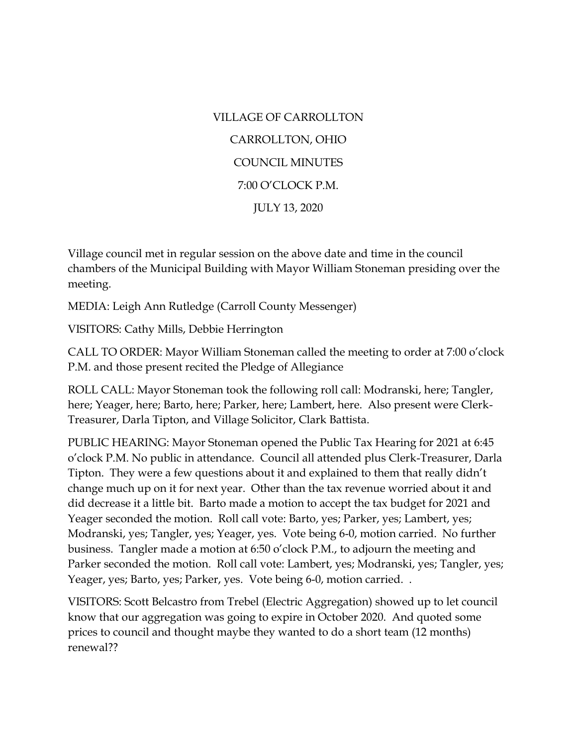VILLAGE OF CARROLLTON

CARROLLTON, OHIO

COUNCIL MINUTES

7:00 O'CLOCK P.M.

JULY 13, 2020

Village council met in regular session on the above date and time in the council chambers of the Municipal Building with Mayor William Stoneman presiding over the meeting.

MEDIA: Leigh Ann Rutledge (Carroll County Messenger)

VISITORS: Cathy Mills, Debbie Herrington

CALL TO ORDER: Mayor William Stoneman called the meeting to order at 7:00 o'clock P.M. and those present recited the Pledge of Allegiance

ROLL CALL: Mayor Stoneman took the following roll call: Modranski, here; Tangler, here; Yeager, here; Barto, here; Parker, here; Lambert, here. Also present were Clerk-Treasurer, Darla Tipton, and Village Solicitor, Clark Battista.

PUBLIC HEARING: Mayor Stoneman opened the Public Tax Hearing for 2021 at 6:45 o'clock P.M. No public in attendance. Council all attended plus Clerk-Treasurer, Darla Tipton. They were a few questions about it and explained to them that really didn't change much up on it for next year. Other than the tax revenue worried about it and did decrease it a little bit. Barto made a motion to accept the tax budget for 2021 and Yeager seconded the motion. Roll call vote: Barto, yes; Parker, yes; Lambert, yes; Modranski, yes; Tangler, yes; Yeager, yes. Vote being 6-0, motion carried. No further business. Tangler made a motion at 6:50 o'clock P.M., to adjourn the meeting and Parker seconded the motion. Roll call vote: Lambert, yes; Modranski, yes; Tangler, yes; Yeager, yes; Barto, yes; Parker, yes. Vote being 6-0, motion carried. .

VISITORS: Scott Belcastro from Trebel (Electric Aggregation) showed up to let council know that our aggregation was going to expire in October 2020. And quoted some prices to council and thought maybe they wanted to do a short team (12 months) renewal??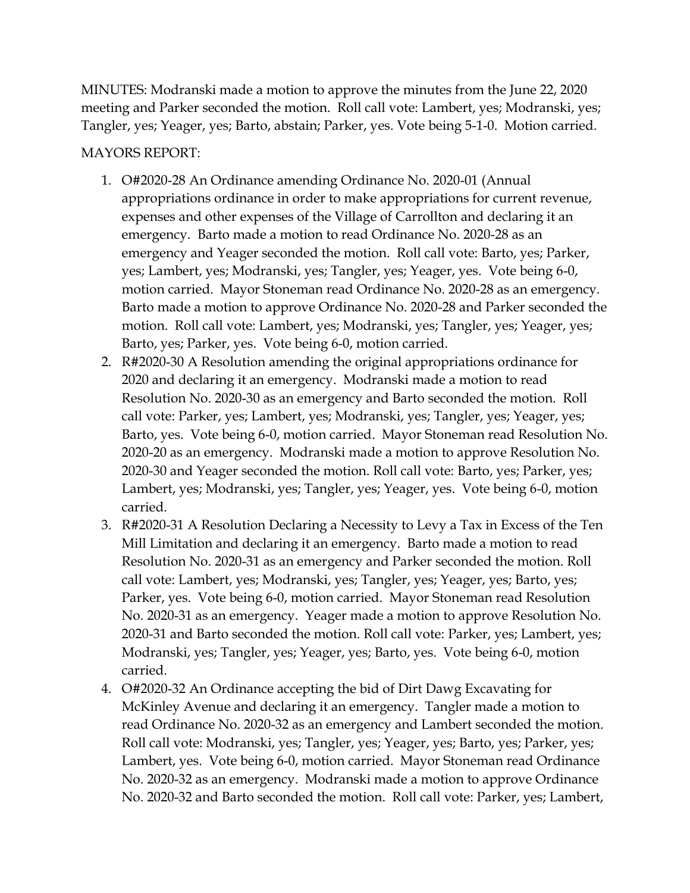MINUTES: Modranski made a motion to approve the minutes from the June 22, 2020 meeting and Parker seconded the motion. Roll call vote: Lambert, yes; Modranski, yes; Tangler, yes; Yeager, yes; Barto, abstain; Parker, yes. Vote being 5-1-0. Motion carried.

MAYORS REPORT:

1. O#2020-28 An Ordinance amending Ordinance No. 2020-01 (Annual appropriations ordinance in order to make appropriations for current revenue, expenses and other expenses of the Village of Carrollton and declaring it an emergency. Barto made a motion to read Ordinance No. 2020-28 as an emergency and Yeager seconded the motion. Roll call vote: Barto, yes; Parker, yes; Lambert, yes; Modranski, yes; Tangler, yes; Yeager, yes. Vote being 6-0, motion carried. Mayor Stoneman read Ordinance No. 2020-28 as an emergency. Barto made a motion to approve Ordinance No. 2020-28 and Parker seconded the motion. Roll call vote: Lambert, yes; Modranski, yes; Tangler, yes; Yeager, yes; Barto, yes; Parker, yes. Vote being 6-0, motion carried.
2. R#2020-30 A Resolution amending the original appropriations ordinance for 2020 and declaring it an emergency. Modranski made a motion to read Resolution No. 2020-30 as an emergency and Barto seconded the motion. Roll call vote: Parker, yes; Lambert, yes; Modranski, yes; Tangler, yes; Yeager, yes; Barto, yes. Vote being 6-0, motion carried. Mayor Stoneman read Resolution No. 2020-20 as an emergency. Modranski made a motion to approve Resolution No. 2020-30 and Yeager seconded the motion. Roll call vote: Barto, yes; Parker, yes; Lambert, yes; Modranski, yes; Tangler, yes; Yeager, yes. Vote being 6-0, motion carried.
3. R#2020-31 A Resolution Declaring a Necessity to Levy a Tax in Excess of the Ten Mill Limitation and declaring it an emergency. Barto made a motion to read Resolution No. 2020-31 as an emergency and Parker seconded the motion. Roll call vote: Lambert, yes; Modranski, yes; Tangler, yes; Yeager, yes; Barto, yes; Parker, yes. Vote being 6-0, motion carried. Mayor Stoneman read Resolution No. 2020-31 as an emergency. Yeager made a motion to approve Resolution No. 2020-31 and Barto seconded the motion. Roll call vote: Parker, yes; Lambert, yes; Modranski, yes; Tangler, yes; Yeager, yes; Barto, yes. Vote being 6-0, motion carried.
4. O#2020-32 An Ordinance accepting the bid of Dirt Dawg Excavating for McKinley Avenue and declaring it an emergency. Tangler made a motion to read Ordinance No. 2020-32 as an emergency and Lambert seconded the motion. Roll call vote: Modranski, yes; Tangler, yes; Yeager, yes; Barto, yes; Parker, yes; Lambert, yes. Vote being 6-0, motion carried. Mayor Stoneman read Ordinance No. 2020-32 as an emergency. Modranski made a motion to approve Ordinance No. 2020-32 and Barto seconded the motion. Roll call vote: Parker, yes; Lambert,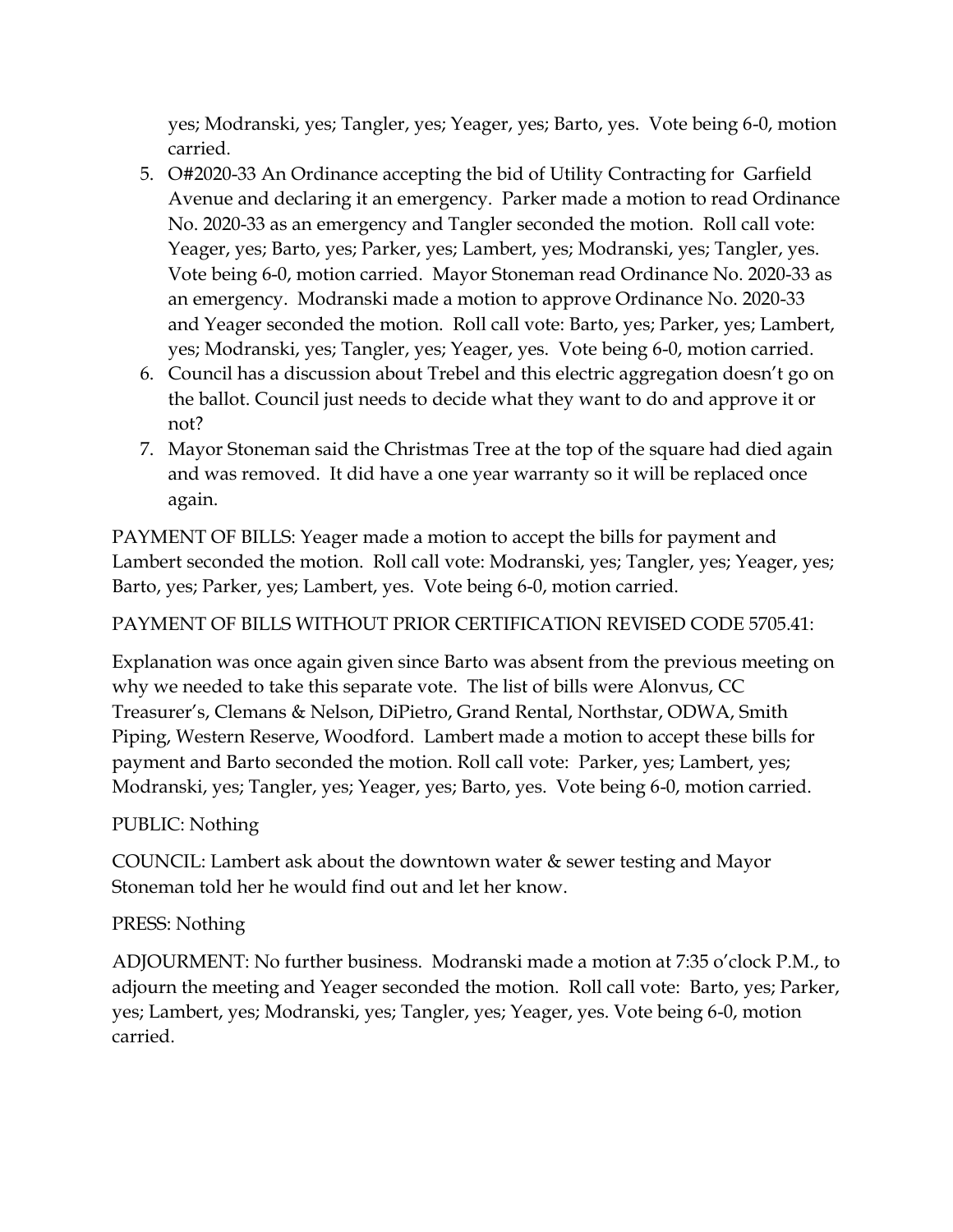yes; Modranski, yes; Tangler, yes; Yeager, yes; Barto, yes. Vote being 6-0, motion carried.

5. O#2020-33 An Ordinance accepting the bid of Utility Contracting for Garfield Avenue and declaring it an emergency. Parker made a motion to read Ordinance No. 2020-33 as an emergency and Tangler seconded the motion. Roll call vote: Yeager, yes; Barto, yes; Parker, yes; Lambert, yes; Modranski, yes; Tangler, yes. Vote being 6-0, motion carried. Mayor Stoneman read Ordinance No. 2020-33 as an emergency. Modranski made a motion to approve Ordinance No. 2020-33 and Yeager seconded the motion. Roll call vote: Barto, yes; Parker, yes; Lambert, yes; Modranski, yes; Tangler, yes; Yeager, yes. Vote being 6-0, motion carried.
6. Council has a discussion about Trebel and this electric aggregation doesn't go on the ballot. Council just needs to decide what they want to do and approve it or not?
7. Mayor Stoneman said the Christmas Tree at the top of the square had died again and was removed. It did have a one year warranty so it will be replaced once again.

PAYMENT OF BILLS: Yeager made a motion to accept the bills for payment and Lambert seconded the motion. Roll call vote: Modranski, yes; Tangler, yes; Yeager, yes; Barto, yes; Parker, yes; Lambert, yes. Vote being 6-0, motion carried.

PAYMENT OF BILLS WITHOUT PRIOR CERTIFICATION REVISED CODE 5705.41:

Explanation was once again given since Barto was absent from the previous meeting on why we needed to take this separate vote. The list of bills were Alonvus, CC Treasurer's, Clemans & Nelson, DiPietro, Grand Rental, Northstar, ODWA, Smith Piping, Western Reserve, Woodford. Lambert made a motion to accept these bills for payment and Barto seconded the motion. Roll call vote: Parker, yes; Lambert, yes; Modranski, yes; Tangler, yes; Yeager, yes; Barto, yes. Vote being 6-0, motion carried.

PUBLIC: Nothing

COUNCIL: Lambert ask about the downtown water & sewer testing and Mayor Stoneman told her he would find out and let her know.

PRESS: Nothing

ADJOURMENT: No further business. Modranski made a motion at 7:35 o'clock P.M., to adjourn the meeting and Yeager seconded the motion. Roll call vote: Barto, yes; Parker, yes; Lambert, yes; Modranski, yes; Tangler, yes; Yeager, yes. Vote being 6-0, motion carried.